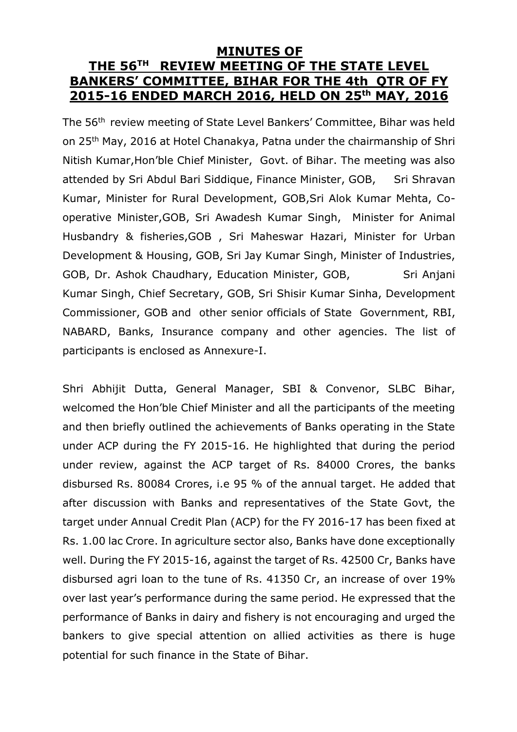# MINUTES OF THE 56TH REVIEW MEETING OF THE STATE LEVEL BANKERS' COMMITTEE, BIHAR FOR THE 4th QTR OF FY 2015-16 ENDED MARCH 2016, HELD ON 25th MAY, 2016

The 56th review meeting of State Level Bankers' Committee, Bihar was held on 25th May, 2016 at Hotel Chanakya, Patna under the chairmanship of Shri Nitish Kumar,Hon'ble Chief Minister, Govt. of Bihar. The meeting was also attended by Sri Abdul Bari Siddique, Finance Minister, GOB, Sri Shravan Kumar, Minister for Rural Development, GOB,Sri Alok Kumar Mehta, Co-operative Minister,GOB, Sri Awadesh Kumar Singh, Minister for Animal Husbandry & fisheries,GOB , Sri Maheswar Hazari, Minister for Urban Development & Housing, GOB, Sri Jay Kumar Singh, Minister of Industries, GOB, Dr. Ashok Chaudhary, Education Minister, GOB, Sri Anjani Kumar Singh, Chief Secretary, GOB, Sri Shisir Kumar Sinha, Development Commissioner, GOB and other senior officials of State Government, RBI, NABARD, Banks, Insurance company and other agencies. The list of participants is enclosed as Annexure-I.

Shri Abhijit Dutta, General Manager, SBI & Convenor, SLBC Bihar, welcomed the Hon'ble Chief Minister and all the participants of the meeting and then briefly outlined the achievements of Banks operating in the State under ACP during the FY 2015-16. He highlighted that during the period under review, against the ACP target of Rs. 84000 Crores, the banks disbursed Rs. 80084 Crores, i.e 95 % of the annual target. He added that after discussion with Banks and representatives of the State Govt, the target under Annual Credit Plan (ACP) for the FY 2016-17 has been fixed at Rs. 1.00 lac Crore. In agriculture sector also, Banks have done exceptionally well. During the FY 2015-16, against the target of Rs. 42500 Cr, Banks have disbursed agri loan to the tune of Rs. 41350 Cr, an increase of over 19% over last year's performance during the same period. He expressed that the performance of Banks in dairy and fishery is not encouraging and urged the bankers to give special attention on allied activities as there is huge potential for such finance in the State of Bihar.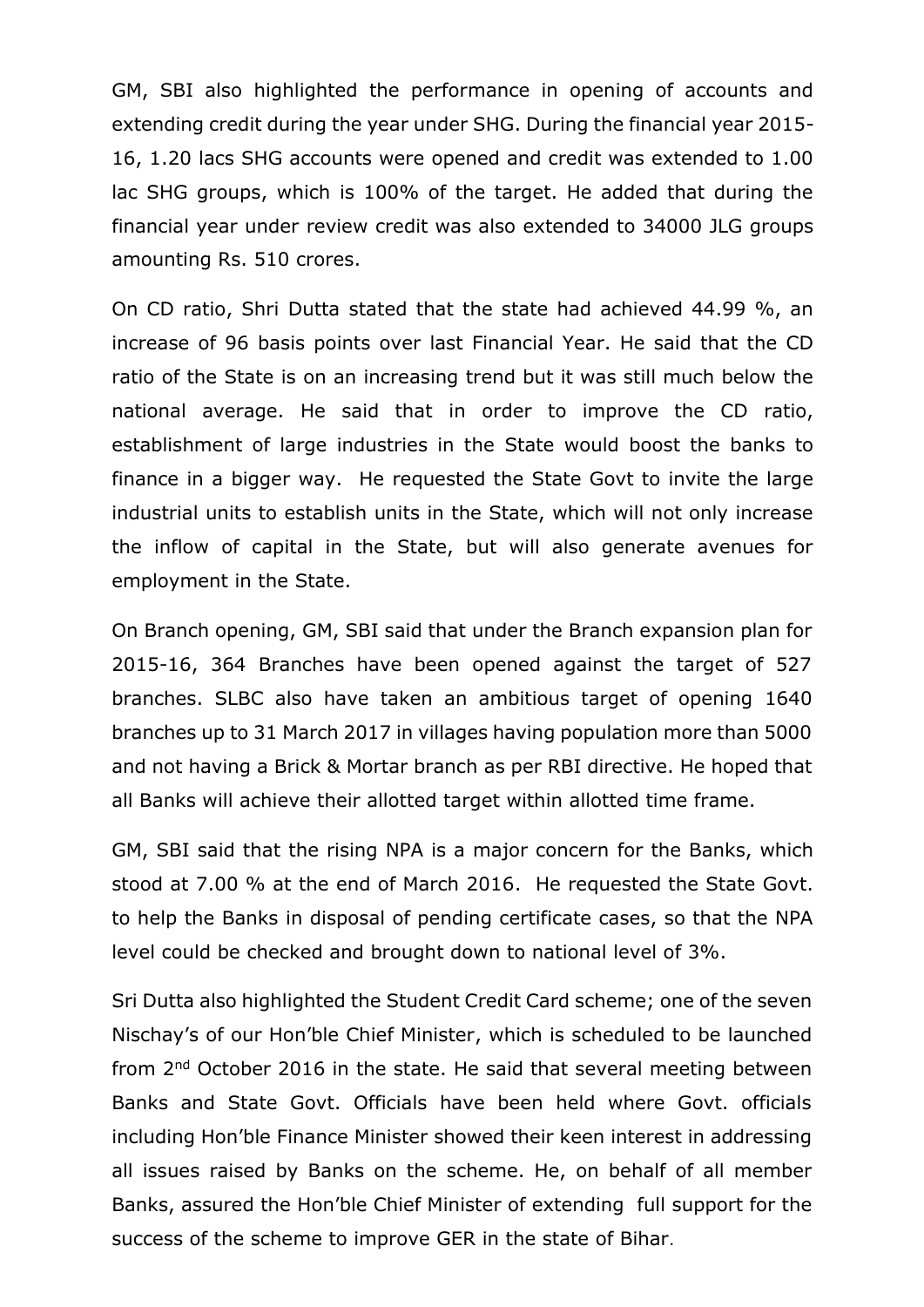GM, SBI also highlighted the performance in opening of accounts and extending credit during the year under SHG. During the financial year 2015-16, 1.20 lacs SHG accounts were opened and credit was extended to 1.00 lac SHG groups, which is 100% of the target. He added that during the financial year under review credit was also extended to 34000 JLG groups amounting Rs. 510 crores.

On CD ratio, Shri Dutta stated that the state had achieved 44.99 %, an increase of 96 basis points over last Financial Year. He said that the CD ratio of the State is on an increasing trend but it was still much below the national average. He said that in order to improve the CD ratio, establishment of large industries in the State would boost the banks to finance in a bigger way. He requested the State Govt to invite the large industrial units to establish units in the State, which will not only increase the inflow of capital in the State, but will also generate avenues for employment in the State.

On Branch opening, GM, SBI said that under the Branch expansion plan for 2015-16, 364 Branches have been opened against the target of 527 branches. SLBC also have taken an ambitious target of opening 1640 branches up to 31 March 2017 in villages having population more than 5000 and not having a Brick & Mortar branch as per RBI directive. He hoped that all Banks will achieve their allotted target within allotted time frame.

GM, SBI said that the rising NPA is a major concern for the Banks, which stood at 7.00 % at the end of March 2016. He requested the State Govt. to help the Banks in disposal of pending certificate cases, so that the NPA level could be checked and brought down to national level of 3%.

Sri Dutta also highlighted the Student Credit Card scheme; one of the seven Nischay's of our Hon'ble Chief Minister, which is scheduled to be launched from 2nd October 2016 in the state. He said that several meeting between Banks and State Govt. Officials have been held where Govt. officials including Hon'ble Finance Minister showed their keen interest in addressing all issues raised by Banks on the scheme. He, on behalf of all member Banks, assured the Hon'ble Chief Minister of extending full support for the success of the scheme to improve GER in the state of Bihar.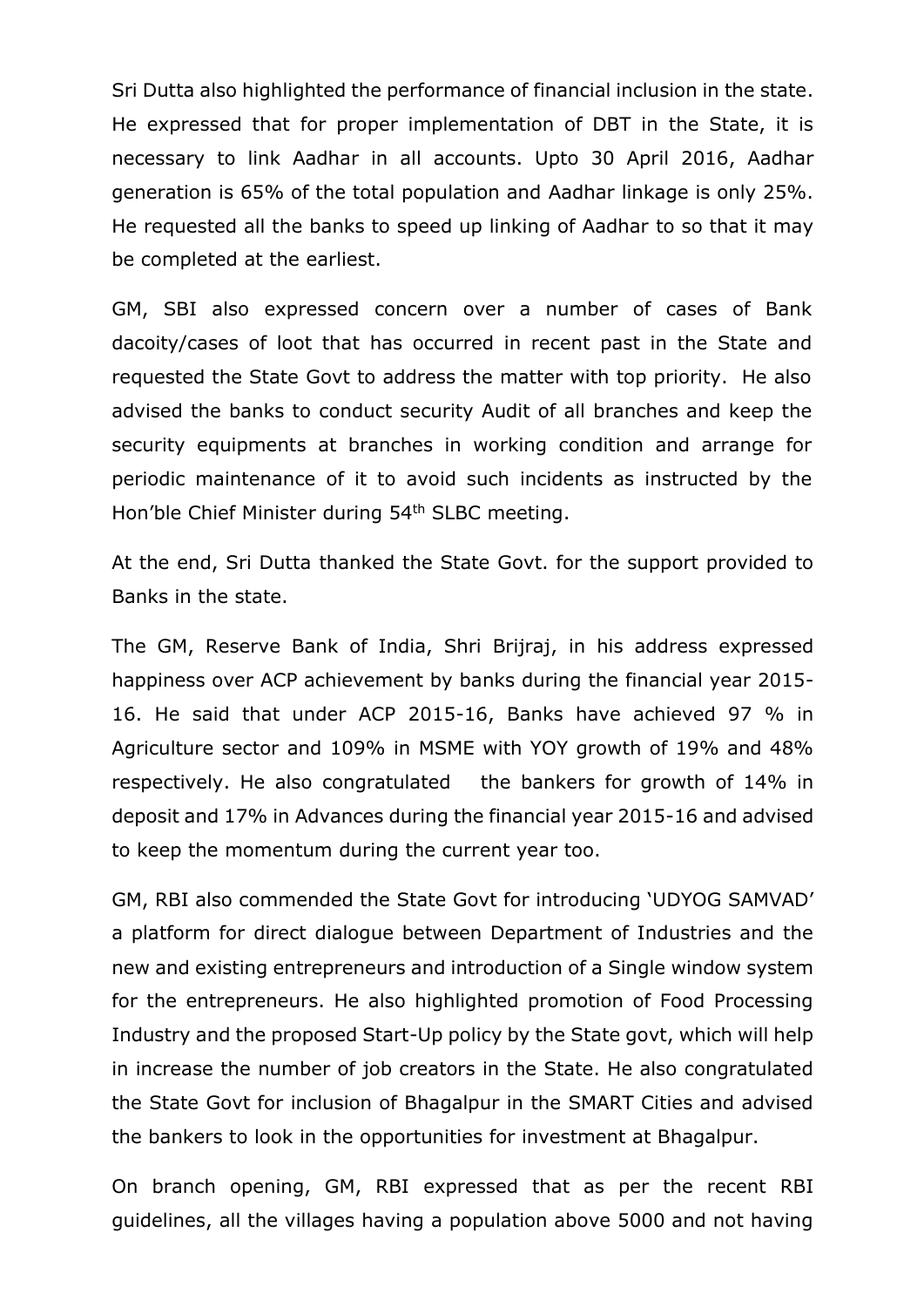Sri Dutta also highlighted the performance of financial inclusion in the state. He expressed that for proper implementation of DBT in the State, it is necessary to link Aadhar in all accounts. Upto 30 April 2016, Aadhar generation is 65% of the total population and Aadhar linkage is only 25%. He requested all the banks to speed up linking of Aadhar to so that it may be completed at the earliest.

GM, SBI also expressed concern over a number of cases of Bank dacoity/cases of loot that has occurred in recent past in the State and requested the State Govt to address the matter with top priority. He also advised the banks to conduct security Audit of all branches and keep the security equipments at branches in working condition and arrange for periodic maintenance of it to avoid such incidents as instructed by the Hon'ble Chief Minister during 54th SLBC meeting.

At the end, Sri Dutta thanked the State Govt. for the support provided to Banks in the state.

The GM, Reserve Bank of India, Shri Brijraj, in his address expressed happiness over ACP achievement by banks during the financial year 2015-16. He said that under ACP 2015-16, Banks have achieved 97 % in Agriculture sector and 109% in MSME with YOY growth of 19% and 48% respectively. He also congratulated the bankers for growth of 14% in deposit and 17% in Advances during the financial year 2015-16 and advised to keep the momentum during the current year too.

GM, RBI also commended the State Govt for introducing 'UDYOG SAMVAD' a platform for direct dialogue between Department of Industries and the new and existing entrepreneurs and introduction of a Single window system for the entrepreneurs. He also highlighted promotion of Food Processing Industry and the proposed Start-Up policy by the State govt, which will help in increase the number of job creators in the State. He also congratulated the State Govt for inclusion of Bhagalpur in the SMART Cities and advised the bankers to look in the opportunities for investment at Bhagalpur.

On branch opening, GM, RBI expressed that as per the recent RBI guidelines, all the villages having a population above 5000 and not having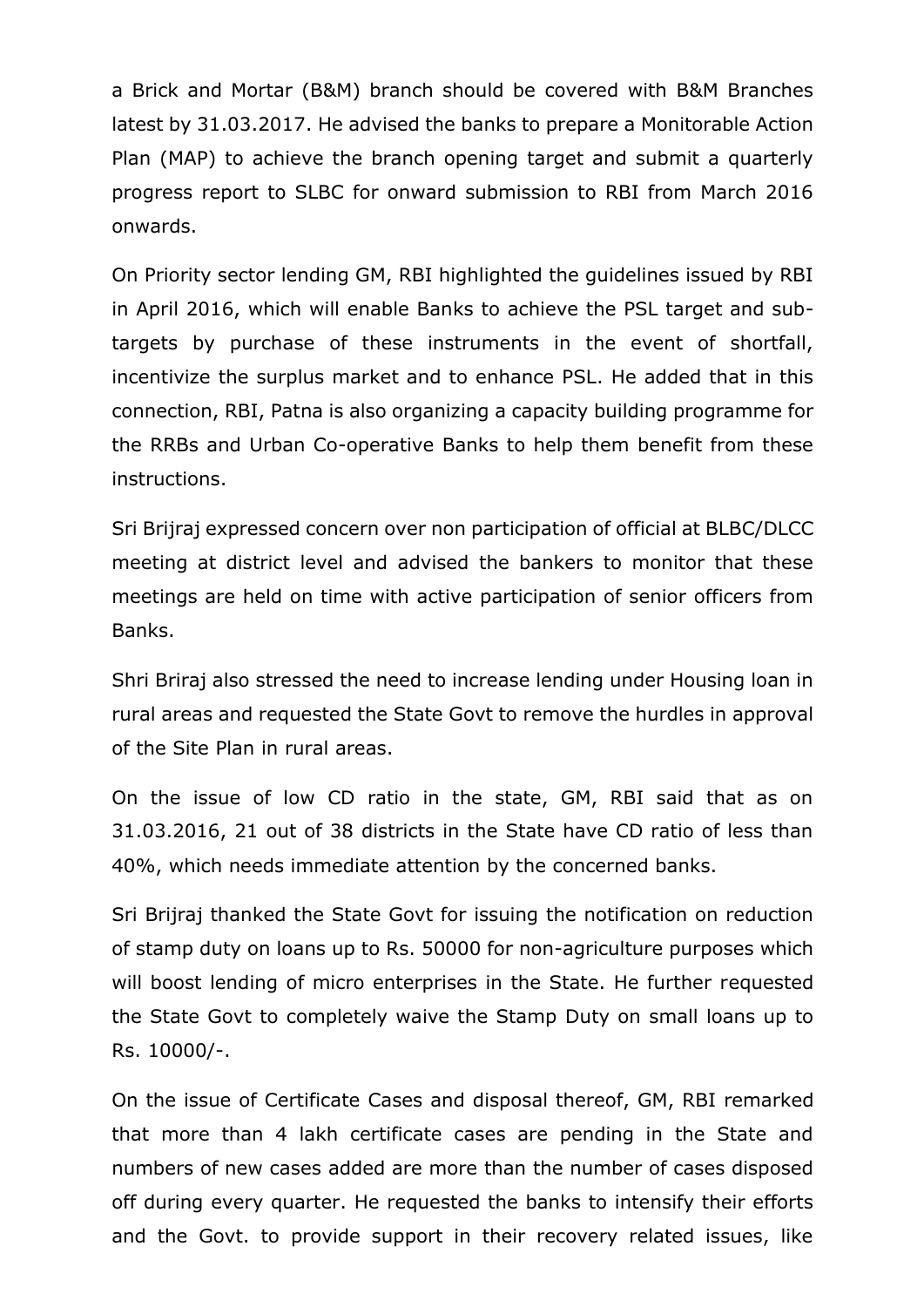a Brick and Mortar (B&M) branch should be covered with B&M Branches latest by 31.03.2017. He advised the banks to prepare a Monitorable Action Plan (MAP) to achieve the branch opening target and submit a quarterly progress report to SLBC for onward submission to RBI from March 2016 onwards.

On Priority sector lending GM, RBI highlighted the guidelines issued by RBI in April 2016, which will enable Banks to achieve the PSL target and sub-targets by purchase of these instruments in the event of shortfall, incentivize the surplus market and to enhance PSL. He added that in this connection, RBI, Patna is also organizing a capacity building programme for the RRBs and Urban Co-operative Banks to help them benefit from these instructions.

Sri Brijraj expressed concern over non participation of official at BLBC/DLCC meeting at district level and advised the bankers to monitor that these meetings are held on time with active participation of senior officers from Banks.

Shri Briraj also stressed the need to increase lending under Housing loan in rural areas and requested the State Govt to remove the hurdles in approval of the Site Plan in rural areas.

On the issue of low CD ratio in the state, GM, RBI said that as on 31.03.2016, 21 out of 38 districts in the State have CD ratio of less than 40%, which needs immediate attention by the concerned banks.

Sri Brijraj thanked the State Govt for issuing the notification on reduction of stamp duty on loans up to Rs. 50000 for non-agriculture purposes which will boost lending of micro enterprises in the State. He further requested the State Govt to completely waive the Stamp Duty on small loans up to Rs. 10000/-.

On the issue of Certificate Cases and disposal thereof, GM, RBI remarked that more than 4 lakh certificate cases are pending in the State and numbers of new cases added are more than the number of cases disposed off during every quarter. He requested the banks to intensify their efforts and the Govt. to provide support in their recovery related issues, like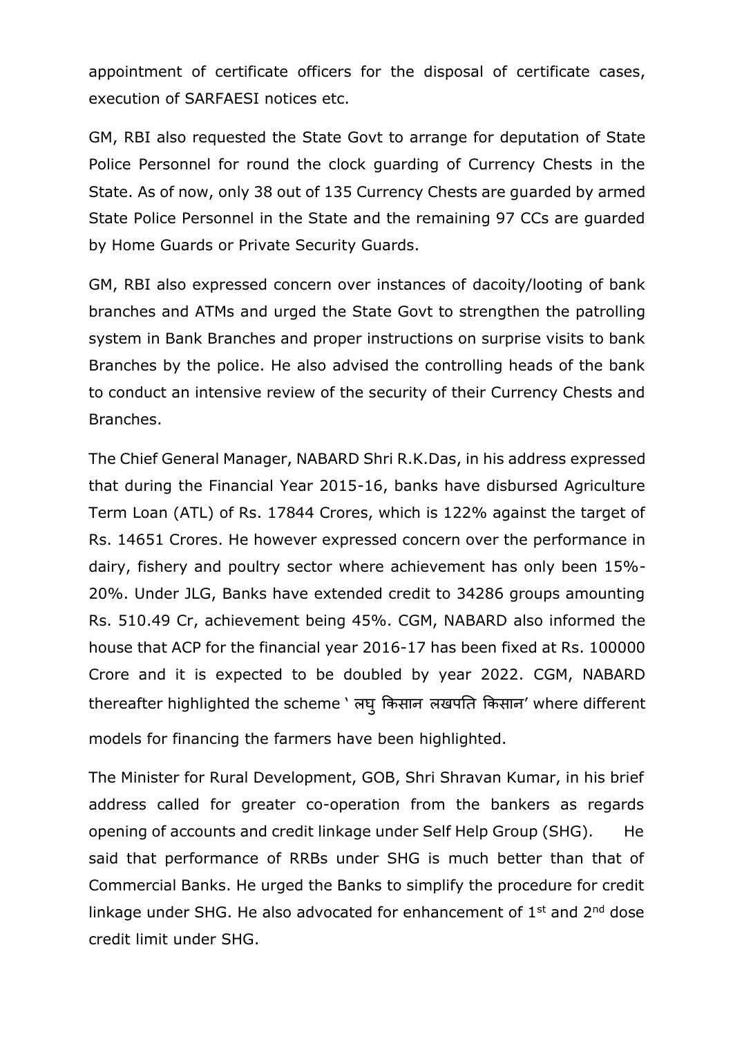appointment of certificate officers for the disposal of certificate cases, execution of SARFAESI notices etc.

GM, RBI also requested the State Govt to arrange for deputation of State Police Personnel for round the clock guarding of Currency Chests in the State. As of now, only 38 out of 135 Currency Chests are guarded by armed State Police Personnel in the State and the remaining 97 CCs are guarded by Home Guards or Private Security Guards.

GM, RBI also expressed concern over instances of dacoity/looting of bank branches and ATMs and urged the State Govt to strengthen the patrolling system in Bank Branches and proper instructions on surprise visits to bank Branches by the police. He also advised the controlling heads of the bank to conduct an intensive review of the security of their Currency Chests and Branches.

The Chief General Manager, NABARD Shri R.K.Das, in his address expressed that during the Financial Year 2015-16, banks have disbursed Agriculture Term Loan (ATL) of Rs. 17844 Crores, which is 122% against the target of Rs. 14651 Crores. He however expressed concern over the performance in dairy, fishery and poultry sector where achievement has only been 15%-20%. Under JLG, Banks have extended credit to 34286 groups amounting Rs. 510.49 Cr, achievement being 45%. CGM, NABARD also informed the house that ACP for the financial year 2016-17 has been fixed at Rs. 100000 Crore and it is expected to be doubled by year 2022. CGM, NABARD thereafter highlighted the scheme ' लघु किसान लखपति किसान' where different models for financing the farmers have been highlighted.

The Minister for Rural Development, GOB, Shri Shravan Kumar, in his brief address called for greater co-operation from the bankers as regards opening of accounts and credit linkage under Self Help Group (SHG). He said that performance of RRBs under SHG is much better than that of Commercial Banks. He urged the Banks to simplify the procedure for credit linkage under SHG. He also advocated for enhancement of 1st and 2nd dose credit limit under SHG.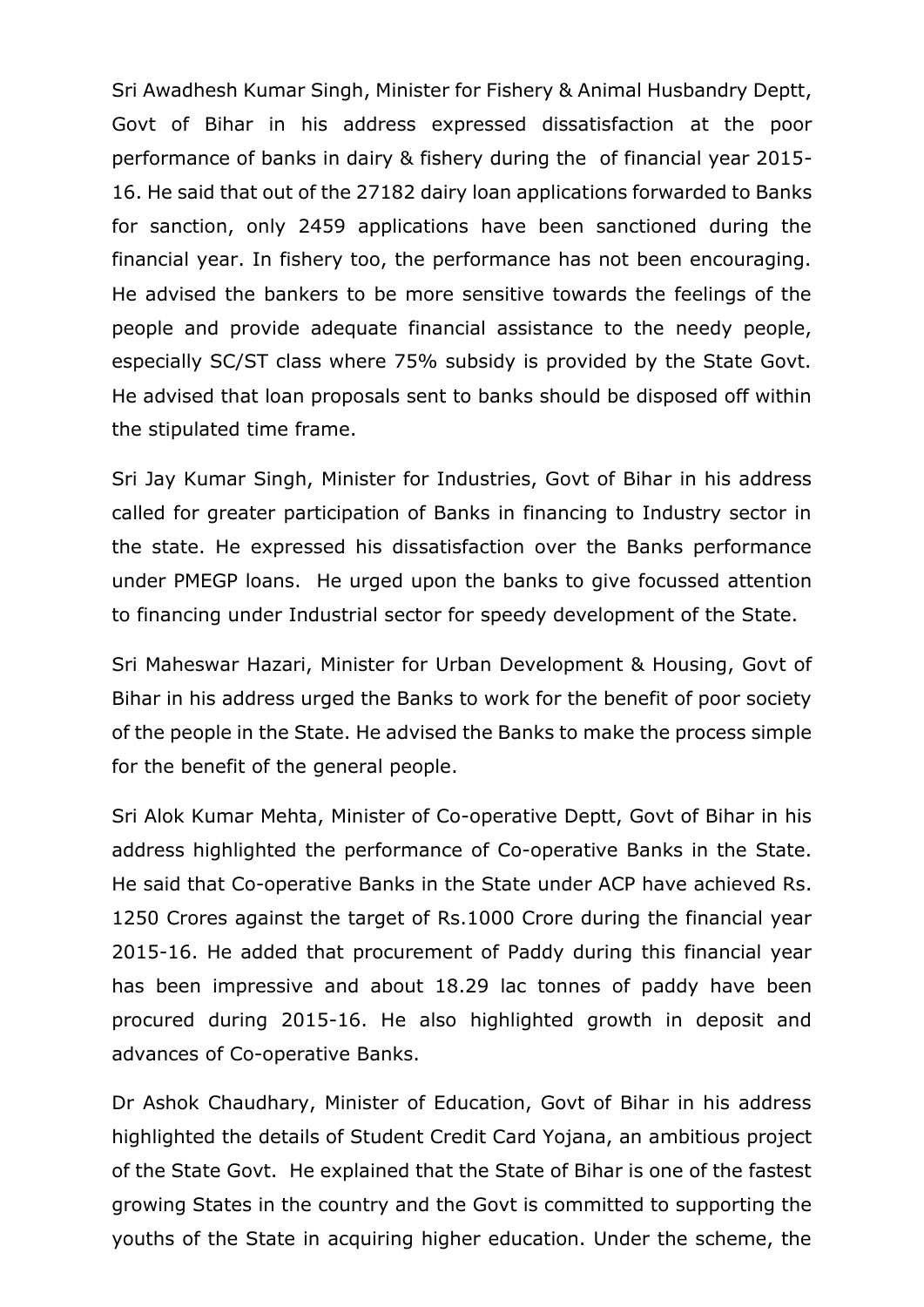Sri Awadhesh Kumar Singh, Minister for Fishery & Animal Husbandry Deptt, Govt of Bihar in his address expressed dissatisfaction at the poor performance of banks in dairy & fishery during the of financial year 2015-16. He said that out of the 27182 dairy loan applications forwarded to Banks for sanction, only 2459 applications have been sanctioned during the financial year. In fishery too, the performance has not been encouraging. He advised the bankers to be more sensitive towards the feelings of the people and provide adequate financial assistance to the needy people, especially SC/ST class where 75% subsidy is provided by the State Govt. He advised that loan proposals sent to banks should be disposed off within the stipulated time frame.

Sri Jay Kumar Singh, Minister for Industries, Govt of Bihar in his address called for greater participation of Banks in financing to Industry sector in the state. He expressed his dissatisfaction over the Banks performance under PMEGP loans. He urged upon the banks to give focussed attention to financing under Industrial sector for speedy development of the State.

Sri Maheswar Hazari, Minister for Urban Development & Housing, Govt of Bihar in his address urged the Banks to work for the benefit of poor society of the people in the State. He advised the Banks to make the process simple for the benefit of the general people.

Sri Alok Kumar Mehta, Minister of Co-operative Deptt, Govt of Bihar in his address highlighted the performance of Co-operative Banks in the State. He said that Co-operative Banks in the State under ACP have achieved Rs. 1250 Crores against the target of Rs.1000 Crore during the financial year 2015-16. He added that procurement of Paddy during this financial year has been impressive and about 18.29 lac tonnes of paddy have been procured during 2015-16. He also highlighted growth in deposit and advances of Co-operative Banks.

Dr Ashok Chaudhary, Minister of Education, Govt of Bihar in his address highlighted the details of Student Credit Card Yojana, an ambitious project of the State Govt. He explained that the State of Bihar is one of the fastest growing States in the country and the Govt is committed to supporting the youths of the State in acquiring higher education. Under the scheme, the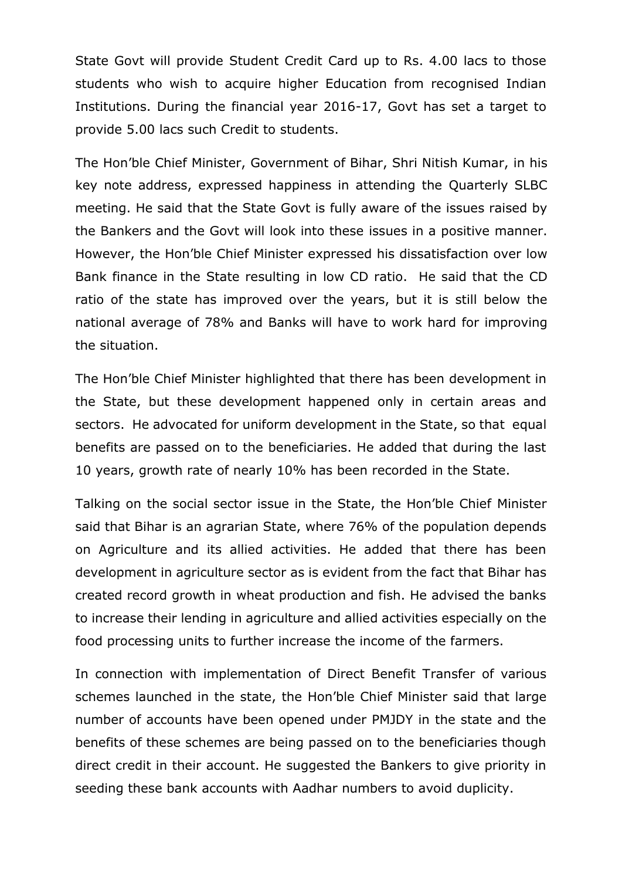State Govt will provide Student Credit Card up to Rs. 4.00 lacs to those students who wish to acquire higher Education from recognised Indian Institutions. During the financial year 2016-17, Govt has set a target to provide 5.00 lacs such Credit to students.

The Hon'ble Chief Minister, Government of Bihar, Shri Nitish Kumar, in his key note address, expressed happiness in attending the Quarterly SLBC meeting. He said that the State Govt is fully aware of the issues raised by the Bankers and the Govt will look into these issues in a positive manner. However, the Hon'ble Chief Minister expressed his dissatisfaction over low Bank finance in the State resulting in low CD ratio. He said that the CD ratio of the state has improved over the years, but it is still below the national average of 78% and Banks will have to work hard for improving the situation.

The Hon'ble Chief Minister highlighted that there has been development in the State, but these development happened only in certain areas and sectors. He advocated for uniform development in the State, so that equal benefits are passed on to the beneficiaries. He added that during the last 10 years, growth rate of nearly 10% has been recorded in the State.

Talking on the social sector issue in the State, the Hon'ble Chief Minister said that Bihar is an agrarian State, where 76% of the population depends on Agriculture and its allied activities. He added that there has been development in agriculture sector as is evident from the fact that Bihar has created record growth in wheat production and fish. He advised the banks to increase their lending in agriculture and allied activities especially on the food processing units to further increase the income of the farmers.

In connection with implementation of Direct Benefit Transfer of various schemes launched in the state, the Hon'ble Chief Minister said that large number of accounts have been opened under PMJDY in the state and the benefits of these schemes are being passed on to the beneficiaries though direct credit in their account. He suggested the Bankers to give priority in seeding these bank accounts with Aadhar numbers to avoid duplicity.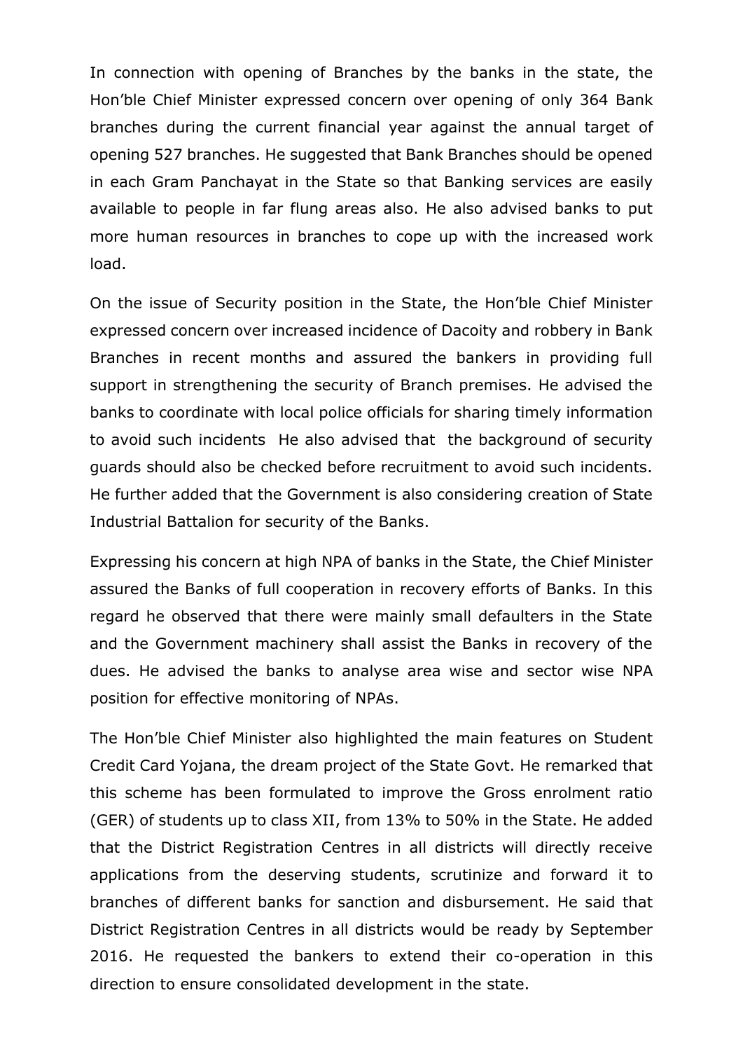In connection with opening of Branches by the banks in the state, the Hon'ble Chief Minister expressed concern over opening of only 364 Bank branches during the current financial year against the annual target of opening 527 branches. He suggested that Bank Branches should be opened in each Gram Panchayat in the State so that Banking services are easily available to people in far flung areas also. He also advised banks to put more human resources in branches to cope up with the increased work load.

On the issue of Security position in the State, the Hon'ble Chief Minister expressed concern over increased incidence of Dacoity and robbery in Bank Branches in recent months and assured the bankers in providing full support in strengthening the security of Branch premises. He advised the banks to coordinate with local police officials for sharing timely information to avoid such incidents He also advised that the background of security guards should also be checked before recruitment to avoid such incidents. He further added that the Government is also considering creation of State Industrial Battalion for security of the Banks.

Expressing his concern at high NPA of banks in the State, the Chief Minister assured the Banks of full cooperation in recovery efforts of Banks. In this regard he observed that there were mainly small defaulters in the State and the Government machinery shall assist the Banks in recovery of the dues. He advised the banks to analyse area wise and sector wise NPA position for effective monitoring of NPAs.

The Hon'ble Chief Minister also highlighted the main features on Student Credit Card Yojana, the dream project of the State Govt. He remarked that this scheme has been formulated to improve the Gross enrolment ratio (GER) of students up to class XII, from 13% to 50% in the State. He added that the District Registration Centres in all districts will directly receive applications from the deserving students, scrutinize and forward it to branches of different banks for sanction and disbursement. He said that District Registration Centres in all districts would be ready by September 2016. He requested the bankers to extend their co-operation in this direction to ensure consolidated development in the state.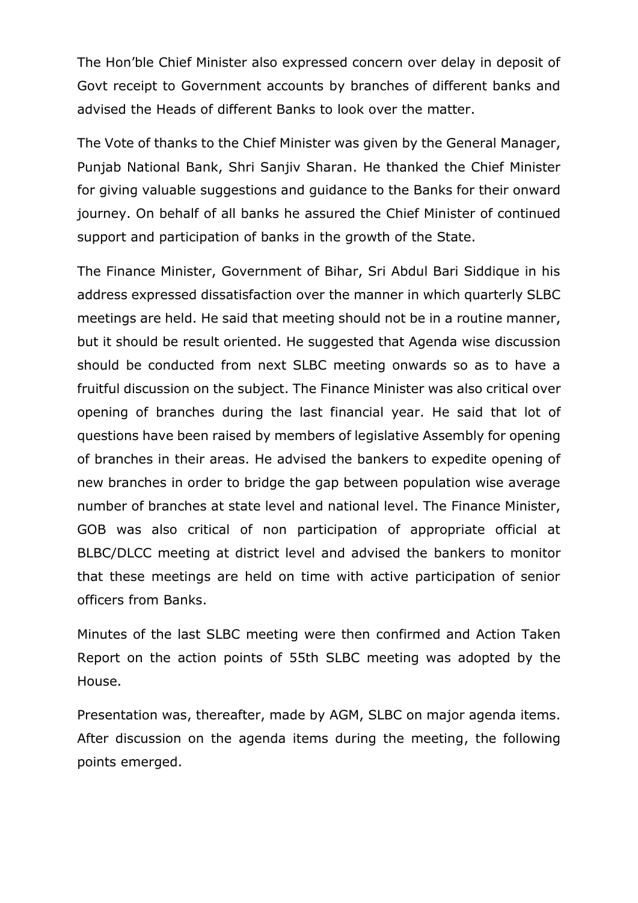The Hon'ble Chief Minister also expressed concern over delay in deposit of Govt receipt to Government accounts by branches of different banks and advised the Heads of different Banks to look over the matter.

The Vote of thanks to the Chief Minister was given by the General Manager, Punjab National Bank, Shri Sanjiv Sharan. He thanked the Chief Minister for giving valuable suggestions and guidance to the Banks for their onward journey. On behalf of all banks he assured the Chief Minister of continued support and participation of banks in the growth of the State.

The Finance Minister, Government of Bihar, Sri Abdul Bari Siddique in his address expressed dissatisfaction over the manner in which quarterly SLBC meetings are held. He said that meeting should not be in a routine manner, but it should be result oriented. He suggested that Agenda wise discussion should be conducted from next SLBC meeting onwards so as to have a fruitful discussion on the subject. The Finance Minister was also critical over opening of branches during the last financial year. He said that lot of questions have been raised by members of legislative Assembly for opening of branches in their areas. He advised the bankers to expedite opening of new branches in order to bridge the gap between population wise average number of branches at state level and national level. The Finance Minister, GOB was also critical of non participation of appropriate official at BLBC/DLCC meeting at district level and advised the bankers to monitor that these meetings are held on time with active participation of senior officers from Banks.

Minutes of the last SLBC meeting were then confirmed and Action Taken Report on the action points of 55th SLBC meeting was adopted by the House.

Presentation was, thereafter, made by AGM, SLBC on major agenda items. After discussion on the agenda items during the meeting, the following points emerged.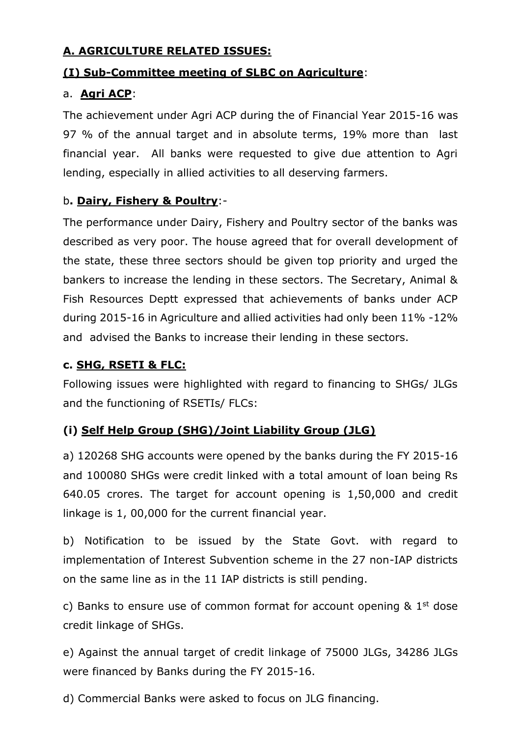**<u>A. AGRICULTURE RELATED ISSUES:</u>**

**<u>(I) Sub-Committee meeting of SLBC on Agriculture</u>**:

a. **<u>Agri ACP</u>**:

The achievement under Agri ACP during the of Financial Year 2015-16 was 97 % of the annual target and in absolute terms, 19% more than last financial year. All banks were requested to give due attention to Agri lending, especially in allied activities to all deserving farmers.

b**. <u>Dairy, Fishery & Poultry</u>**:-

The performance under Dairy, Fishery and Poultry sector of the banks was described as very poor. The house agreed that for overall development of the state, these three sectors should be given top priority and urged the bankers to increase the lending in these sectors. The Secretary, Animal & Fish Resources Deptt expressed that achievements of banks under ACP during 2015-16 in Agriculture and allied activities had only been 11% -12% and advised the Banks to increase their lending in these sectors.

**c. <u>SHG, RSETI & FLC:</u>**

Following issues were highlighted with regard to financing to SHGs/ JLGs and the functioning of RSETIs/ FLCs:

**(i) <u>Self Help Group (SHG)/Joint Liability Group (JLG)</u>**

a) 120268 SHG accounts were opened by the banks during the FY 2015-16 and 100080 SHGs were credit linked with a total amount of loan being Rs 640.05 crores. The target for account opening is 1,50,000 and credit linkage is 1, 00,000 for the current financial year.

b) Notification to be issued by the State Govt. with regard to implementation of Interest Subvention scheme in the 27 non-IAP districts on the same line as in the 11 IAP districts is still pending.

c) Banks to ensure use of common format for account opening & 1st dose credit linkage of SHGs.

e) Against the annual target of credit linkage of 75000 JLGs, 34286 JLGs were financed by Banks during the FY 2015-16.

d) Commercial Banks were asked to focus on JLG financing.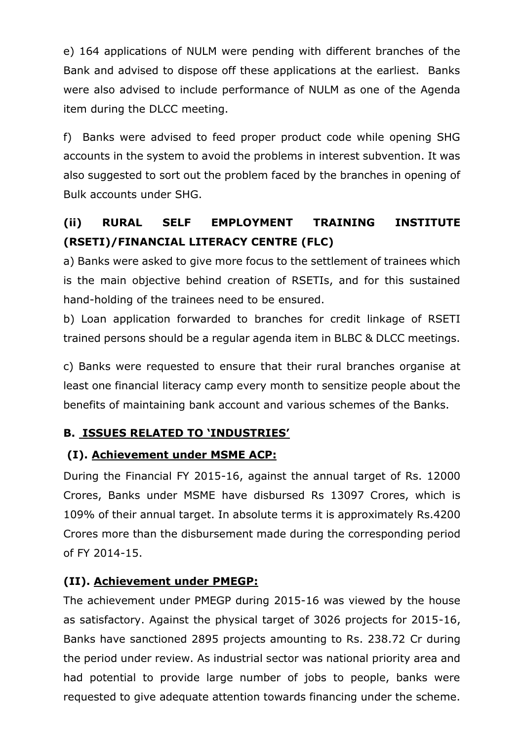e) 164 applications of NULM were pending with different branches of the Bank and advised to dispose off these applications at the earliest. Banks were also advised to include performance of NULM as one of the Agenda item during the DLCC meeting.

f) Banks were advised to feed proper product code while opening SHG accounts in the system to avoid the problems in interest subvention. It was also suggested to sort out the problem faced by the branches in opening of Bulk accounts under SHG.

### (ii) RURAL SELF EMPLOYMENT TRAINING INSTITUTE (RSETI)/FINANCIAL LITERACY CENTRE (FLC)

a) Banks were asked to give more focus to the settlement of trainees which is the main objective behind creation of RSETIs, and for this sustained hand-holding of the trainees need to be ensured.

b) Loan application forwarded to branches for credit linkage of RSETI trained persons should be a regular agenda item in BLBC & DLCC meetings.

c) Banks were requested to ensure that their rural branches organise at least one financial literacy camp every month to sensitize people about the benefits of maintaining bank account and various schemes of the Banks.

## B. <u>ISSUES RELATED TO 'INDUSTRIES'</u>

### (I). <u>Achievement under MSME ACP:</u>

During the Financial FY 2015-16, against the annual target of Rs. 12000 Crores, Banks under MSME have disbursed Rs 13097 Crores, which is 109% of their annual target. In absolute terms it is approximately Rs.4200 Crores more than the disbursement made during the corresponding period of FY 2014-15.

### (II). <u>Achievement under PMEGP:</u>

The achievement under PMEGP during 2015-16 was viewed by the house as satisfactory. Against the physical target of 3026 projects for 2015-16, Banks have sanctioned 2895 projects amounting to Rs. 238.72 Cr during the period under review. As industrial sector was national priority area and had potential to provide large number of jobs to people, banks were requested to give adequate attention towards financing under the scheme.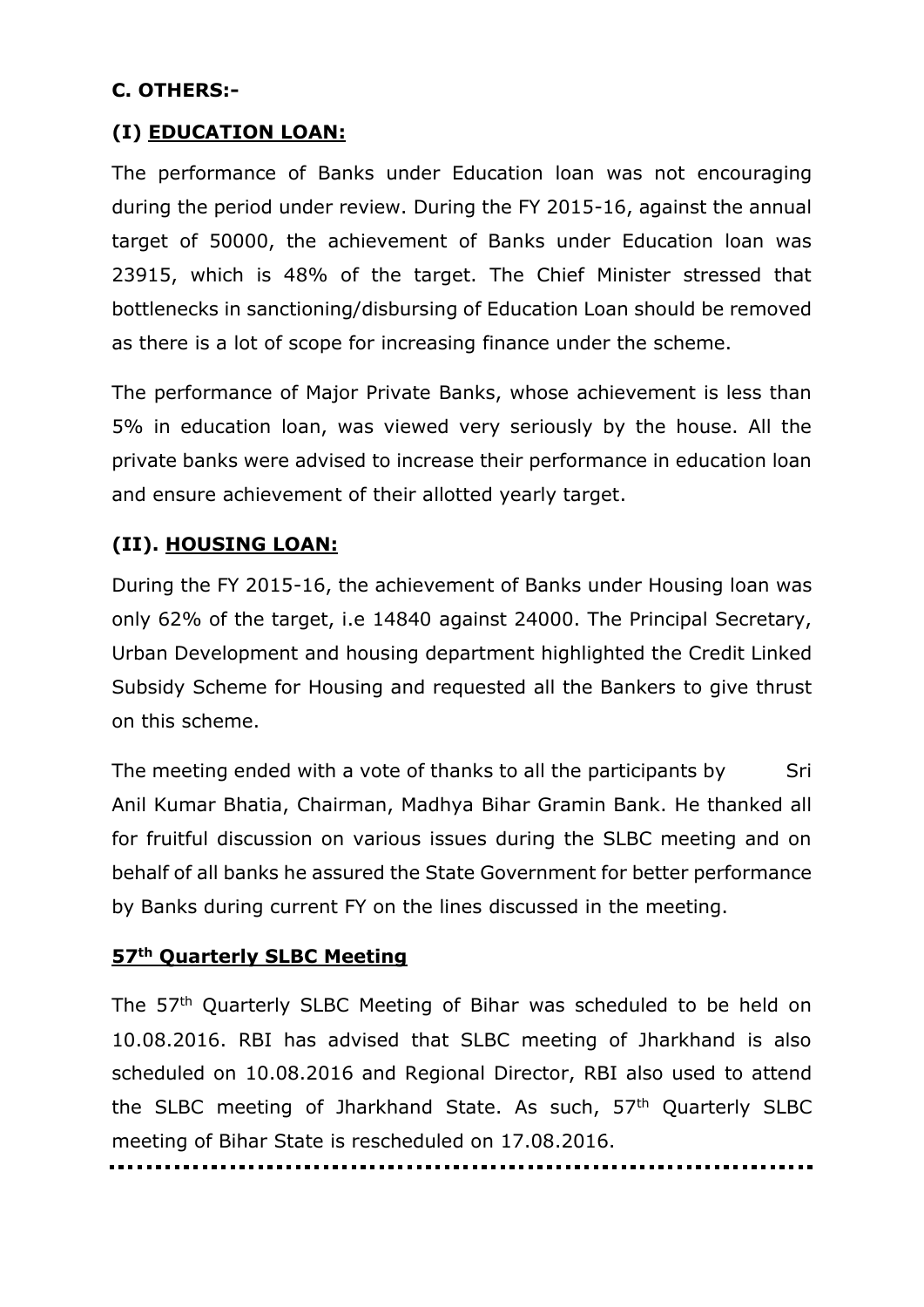**C. OTHERS:-**

**(I) <u>EDUCATION LOAN:</u>**

The performance of Banks under Education loan was not encouraging during the period under review. During the FY 2015-16, against the annual target of 50000, the achievement of Banks under Education loan was 23915, which is 48% of the target. The Chief Minister stressed that bottlenecks in sanctioning/disbursing of Education Loan should be removed as there is a lot of scope for increasing finance under the scheme.

The performance of Major Private Banks, whose achievement is less than 5% in education loan, was viewed very seriously by the house. All the private banks were advised to increase their performance in education loan and ensure achievement of their allotted yearly target.

**(II). <u>HOUSING LOAN:</u>**

During the FY 2015-16, the achievement of Banks under Housing loan was only 62% of the target, i.e 14840 against 24000. The Principal Secretary, Urban Development and housing department highlighted the Credit Linked Subsidy Scheme for Housing and requested all the Bankers to give thrust on this scheme.

The meeting ended with a vote of thanks to all the participants by Sri Anil Kumar Bhatia, Chairman, Madhya Bihar Gramin Bank. He thanked all for fruitful discussion on various issues during the SLBC meeting and on behalf of all banks he assured the State Government for better performance by Banks during current FY on the lines discussed in the meeting.

**<u>57th Quarterly SLBC Meeting</u>**

The 57th Quarterly SLBC Meeting of Bihar was scheduled to be held on 10.08.2016. RBI has advised that SLBC meeting of Jharkhand is also scheduled on 10.08.2016 and Regional Director, RBI also used to attend the SLBC meeting of Jharkhand State. As such, 57th Quarterly SLBC meeting of Bihar State is rescheduled on 17.08.2016.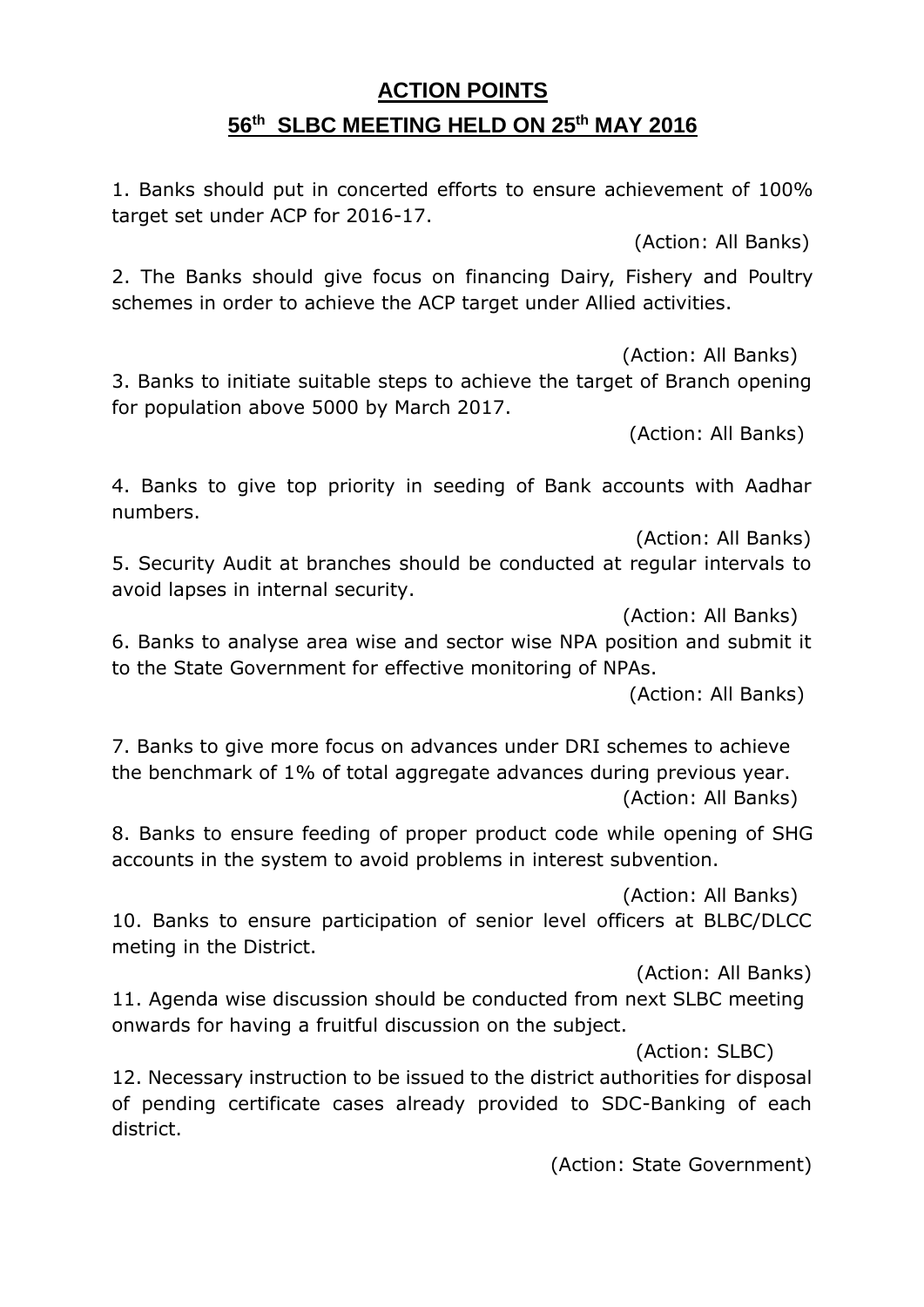# ACTION POINTS

## 56th SLBC MEETING HELD ON 25th MAY 2016

1. Banks should put in concerted efforts to ensure achievement of 100% target set under ACP for 2016-17.

(Action: All Banks)

2. The Banks should give focus on financing Dairy, Fishery and Poultry schemes in order to achieve the ACP target under Allied activities.

(Action: All Banks)

3. Banks to initiate suitable steps to achieve the target of Branch opening for population above 5000 by March 2017.

(Action: All Banks)

4. Banks to give top priority in seeding of Bank accounts with Aadhar numbers.

(Action: All Banks)

5. Security Audit at branches should be conducted at regular intervals to avoid lapses in internal security.

(Action: All Banks)

6. Banks to analyse area wise and sector wise NPA position and submit it to the State Government for effective monitoring of NPAs.

(Action: All Banks)

7. Banks to give more focus on advances under DRI schemes to achieve the benchmark of 1% of total aggregate advances during previous year.

(Action: All Banks)

8. Banks to ensure feeding of proper product code while opening of SHG accounts in the system to avoid problems in interest subvention.

(Action: All Banks)

10. Banks to ensure participation of senior level officers at BLBC/DLCC meting in the District.

(Action: All Banks)

11. Agenda wise discussion should be conducted from next SLBC meeting onwards for having a fruitful discussion on the subject.

(Action: SLBC)

12. Necessary instruction to be issued to the district authorities for disposal of pending certificate cases already provided to SDC-Banking of each district.

(Action: State Government)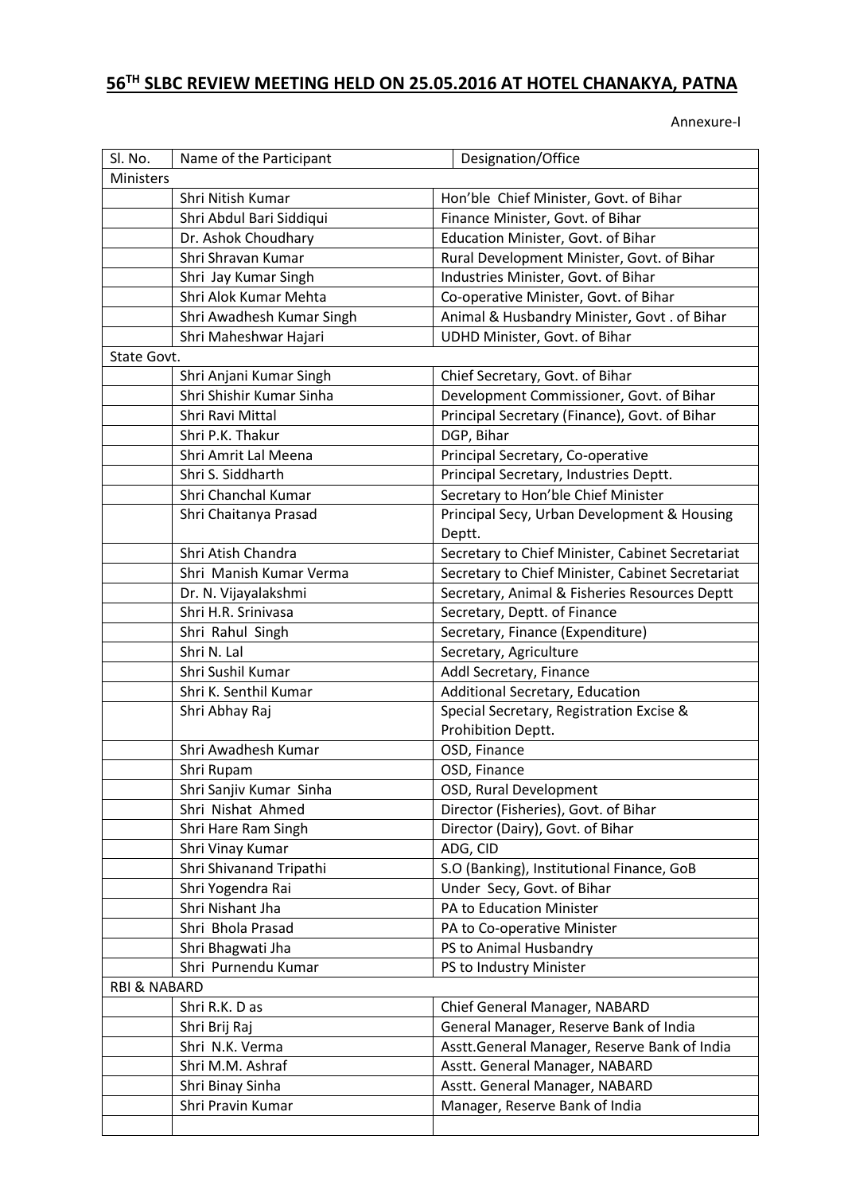# 56[TH] SLBC REVIEW MEETING HELD ON 25.05.2016 AT HOTEL CHANAKYA, PATNA

Annexure-I

| Sl. No. | Name of the Participant | Designation/Office |
|---|---|---|
| Ministers | | |
| | Shri Nitish Kumar | Hon'ble Chief Minister, Govt. of Bihar |
| | Shri Abdul Bari Siddiqui | Finance Minister, Govt. of Bihar |
| | Dr. Ashok Choudhary | Education Minister, Govt. of Bihar |
| | Shri Shravan Kumar | Rural Development Minister, Govt. of Bihar |
| | Shri Jay Kumar Singh | Industries Minister, Govt. of Bihar |
| | Shri Alok Kumar Mehta | Co-operative Minister, Govt. of Bihar |
| | Shri Awadhesh Kumar Singh | Animal & Husbandry Minister, Govt . of Bihar |
| | Shri Maheshwar Hajari | UDHD Minister, Govt. of Bihar |
| State Govt. | | |
| | Shri Anjani Kumar Singh | Chief Secretary, Govt. of Bihar |
| | Shri Shishir Kumar Sinha | Development Commissioner, Govt. of Bihar |
| | Shri Ravi Mittal | Principal Secretary (Finance), Govt. of Bihar |
| | Shri P.K. Thakur | DGP, Bihar |
| | Shri Amrit Lal Meena | Principal Secretary, Co-operative |
| | Shri S. Siddharth | Principal Secretary, Industries Deptt. |
| | Shri Chanchal Kumar | Secretary to Hon'ble Chief Minister |
| | Shri Chaitanya Prasad | Principal Secy, Urban Development & Housing Deptt. |
| | Shri Atish Chandra | Secretary to Chief Minister, Cabinet Secretariat |
| | Shri Manish Kumar Verma | Secretary to Chief Minister, Cabinet Secretariat |
| | Dr. N. Vijayalakshmi | Secretary, Animal & Fisheries Resources Deptt |
| | Shri H.R. Srinivasa | Secretary, Deptt. of Finance |
| | Shri Rahul Singh | Secretary, Finance (Expenditure) |
| | Shri N. Lal | Secretary, Agriculture |
| | Shri Sushil Kumar | Addl Secretary, Finance |
| | Shri K. Senthil Kumar | Additional Secretary, Education |
| | Shri Abhay Raj | Special Secretary, Registration Excise & Prohibition Deptt. |
| | Shri Awadhesh Kumar | OSD, Finance |
| | Shri Rupam | OSD, Finance |
| | Shri Sanjiv Kumar Sinha | OSD, Rural Development |
| | Shri Nishat Ahmed | Director (Fisheries), Govt. of Bihar |
| | Shri Hare Ram Singh | Director (Dairy), Govt. of Bihar |
| | Shri Vinay Kumar | ADG, CID |
| | Shri Shivanand Tripathi | S.O (Banking), Institutional Finance, GoB |
| | Shri Yogendra Rai | Under Secy, Govt. of Bihar |
| | Shri Nishant Jha | PA to Education Minister |
| | Shri Bhola Prasad | PA to Co-operative Minister |
| | Shri Bhagwati Jha | PS to Animal Husbandry |
| | Shri Purnendu Kumar | PS to Industry Minister |
| RBI & NABARD | | |
| | Shri R.K. D as | Chief General Manager, NABARD |
| | Shri Brij Raj | General Manager, Reserve Bank of India |
| | Shri N.K. Verma | Asstt.General Manager, Reserve Bank of India |
| | Shri M.M. Ashraf | Asstt. General Manager, NABARD |
| | Shri Binay Sinha | Asstt. General Manager, NABARD |
| | Shri Pravin Kumar | Manager, Reserve Bank of India |
| | | |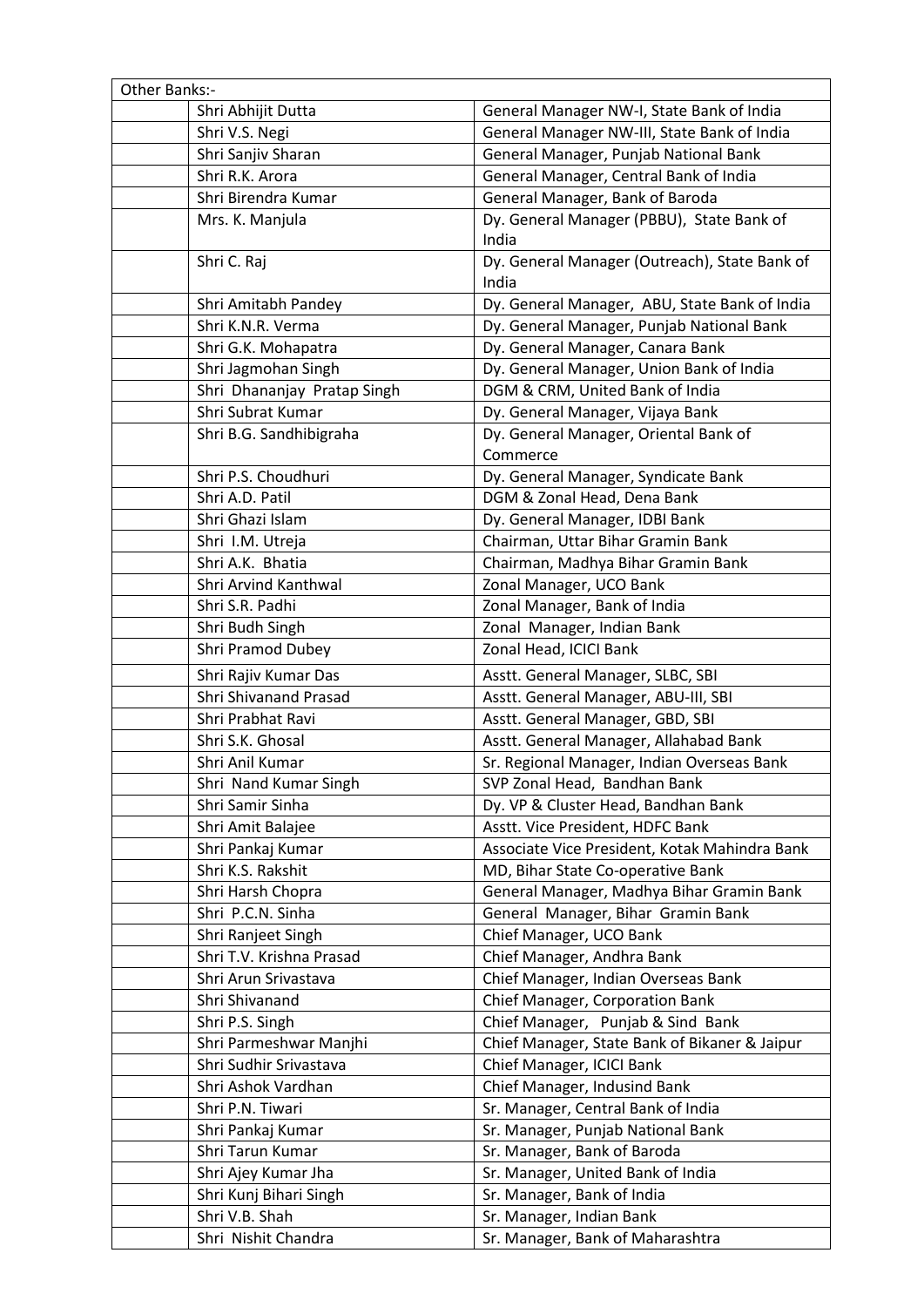| Other Banks:- | | |
|---|---|---|
| | Shri Abhijit Dutta | General Manager NW-I, State Bank of India |
| | Shri V.S. Negi | General Manager NW-III, State Bank of India |
| | Shri Sanjiv Sharan | General Manager, Punjab National Bank |
| | Shri R.K. Arora | General Manager, Central Bank of India |
| | Shri Birendra Kumar | General Manager, Bank of Baroda |
| | Mrs. K. Manjula | Dy. General Manager (PBBU), State Bank of India |
| | Shri C. Raj | Dy. General Manager (Outreach), State Bank of India |
| | Shri Amitabh Pandey | Dy. General Manager, ABU, State Bank of India |
| | Shri K.N.R. Verma | Dy. General Manager, Punjab National Bank |
| | Shri G.K. Mohapatra | Dy. General Manager, Canara Bank |
| | Shri Jagmohan Singh | Dy. General Manager, Union Bank of India |
| | Shri Dhananjay Pratap Singh | DGM & CRM, United Bank of India |
| | Shri Subrat Kumar | Dy. General Manager, Vijaya Bank |
| | Shri B.G. Sandhibigraha | Dy. General Manager, Oriental Bank of Commerce |
| | Shri P.S. Choudhuri | Dy. General Manager, Syndicate Bank |
| | Shri A.D. Patil | DGM & Zonal Head, Dena Bank |
| | Shri Ghazi Islam | Dy. General Manager, IDBI Bank |
| | Shri I.M. Utreja | Chairman, Uttar Bihar Gramin Bank |
| | Shri A.K. Bhatia | Chairman, Madhya Bihar Gramin Bank |
| | Shri Arvind Kanthwal | Zonal Manager, UCO Bank |
| | Shri S.R. Padhi | Zonal Manager, Bank of India |
| | Shri Budh Singh | Zonal Manager, Indian Bank |
| | Shri Pramod Dubey | Zonal Head, ICICI Bank |
| | Shri Rajiv Kumar Das | Asstt. General Manager, SLBC, SBI |
| | Shri Shivanand Prasad | Asstt. General Manager, ABU-III, SBI |
| | Shri Prabhat Ravi | Asstt. General Manager, GBD, SBI |
| | Shri S.K. Ghosal | Asstt. General Manager, Allahabad Bank |
| | Shri Anil Kumar | Sr. Regional Manager, Indian Overseas Bank |
| | Shri Nand Kumar Singh | SVP Zonal Head, Bandhan Bank |
| | Shri Samir Sinha | Dy. VP & Cluster Head, Bandhan Bank |
| | Shri Amit Balajee | Asstt. Vice President, HDFC Bank |
| | Shri Pankaj Kumar | Associate Vice President, Kotak Mahindra Bank |
| | Shri K.S. Rakshit | MD, Bihar State Co-operative Bank |
| | Shri Harsh Chopra | General Manager, Madhya Bihar Gramin Bank |
| | Shri P.C.N. Sinha | General Manager, Bihar Gramin Bank |
| | Shri Ranjeet Singh | Chief Manager, UCO Bank |
| | Shri T.V. Krishna Prasad | Chief Manager, Andhra Bank |
| | Shri Arun Srivastava | Chief Manager, Indian Overseas Bank |
| | Shri Shivanand | Chief Manager, Corporation Bank |
| | Shri P.S. Singh | Chief Manager, Punjab & Sind Bank |
| | Shri Parmeshwar Manjhi | Chief Manager, State Bank of Bikaner & Jaipur |
| | Shri Sudhir Srivastava | Chief Manager, ICICI Bank |
| | Shri Ashok Vardhan | Chief Manager, Indusind Bank |
| | Shri P.N. Tiwari | Sr. Manager, Central Bank of India |
| | Shri Pankaj Kumar | Sr. Manager, Punjab National Bank |
| | Shri Tarun Kumar | Sr. Manager, Bank of Baroda |
| | Shri Ajey Kumar Jha | Sr. Manager, United Bank of India |
| | Shri Kunj Bihari Singh | Sr. Manager, Bank of India |
| | Shri V.B. Shah | Sr. Manager, Indian Bank |
| | Shri Nishit Chandra | Sr. Manager, Bank of Maharashtra |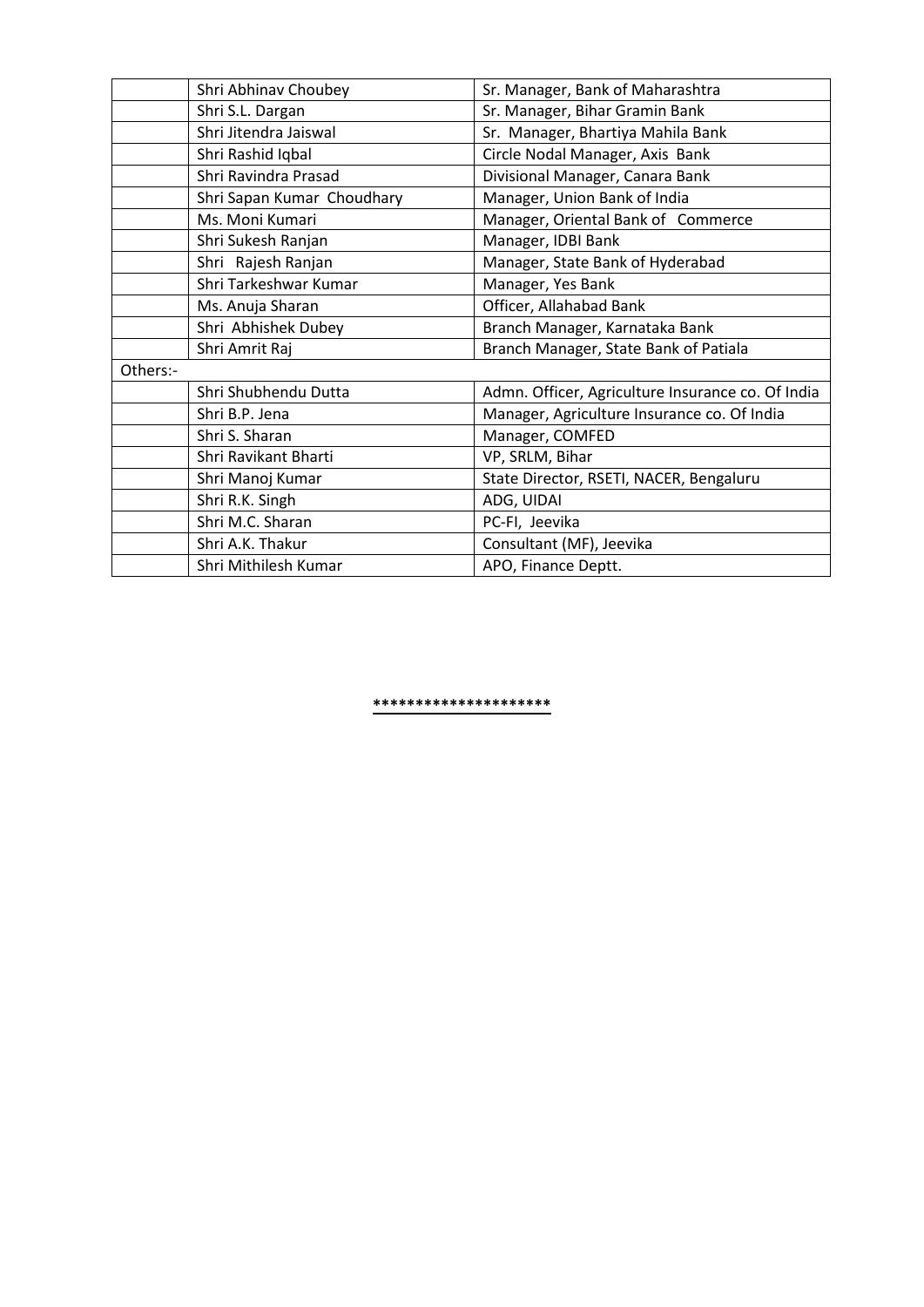| | | |
|---|---|---|
| | Shri Abhinav Choubey | Sr. Manager, Bank of Maharashtra |
| | Shri S.L. Dargan | Sr. Manager, Bihar Gramin Bank |
| | Shri Jitendra Jaiswal | Sr. Manager, Bhartiya Mahila Bank |
| | Shri Rashid Iqbal | Circle Nodal Manager, Axis Bank |
| | Shri Ravindra Prasad | Divisional Manager, Canara Bank |
| | Shri Sapan Kumar Choudhary | Manager, Union Bank of India |
| | Ms. Moni Kumari | Manager, Oriental Bank of Commerce |
| | Shri Sukesh Ranjan | Manager, IDBI Bank |
| | Shri Rajesh Ranjan | Manager, State Bank of Hyderabad |
| | Shri Tarkeshwar Kumar | Manager, Yes Bank |
| | Ms. Anuja Sharan | Officer, Allahabad Bank |
| | Shri Abhishek Dubey | Branch Manager, Karnataka Bank |
| | Shri Amrit Raj | Branch Manager, State Bank of Patiala |
| Others:- | | |
| | Shri Shubhendu Dutta | Admn. Officer, Agriculture Insurance co. Of India |
| | Shri B.P. Jena | Manager, Agriculture Insurance co. Of India |
| | Shri S. Sharan | Manager, COMFED |
| | Shri Ravikant Bharti | VP, SRLM, Bihar |
| | Shri Manoj Kumar | State Director, RSETI, NACER, Bengaluru |
| | Shri R.K. Singh | ADG, UIDAI |
| | Shri M.C. Sharan | PC-FI, Jeevika |
| | Shri A.K. Thakur | Consultant (MF), Jeevika |
| | Shri Mithilesh Kumar | APO, Finance Deptt. |

**********************